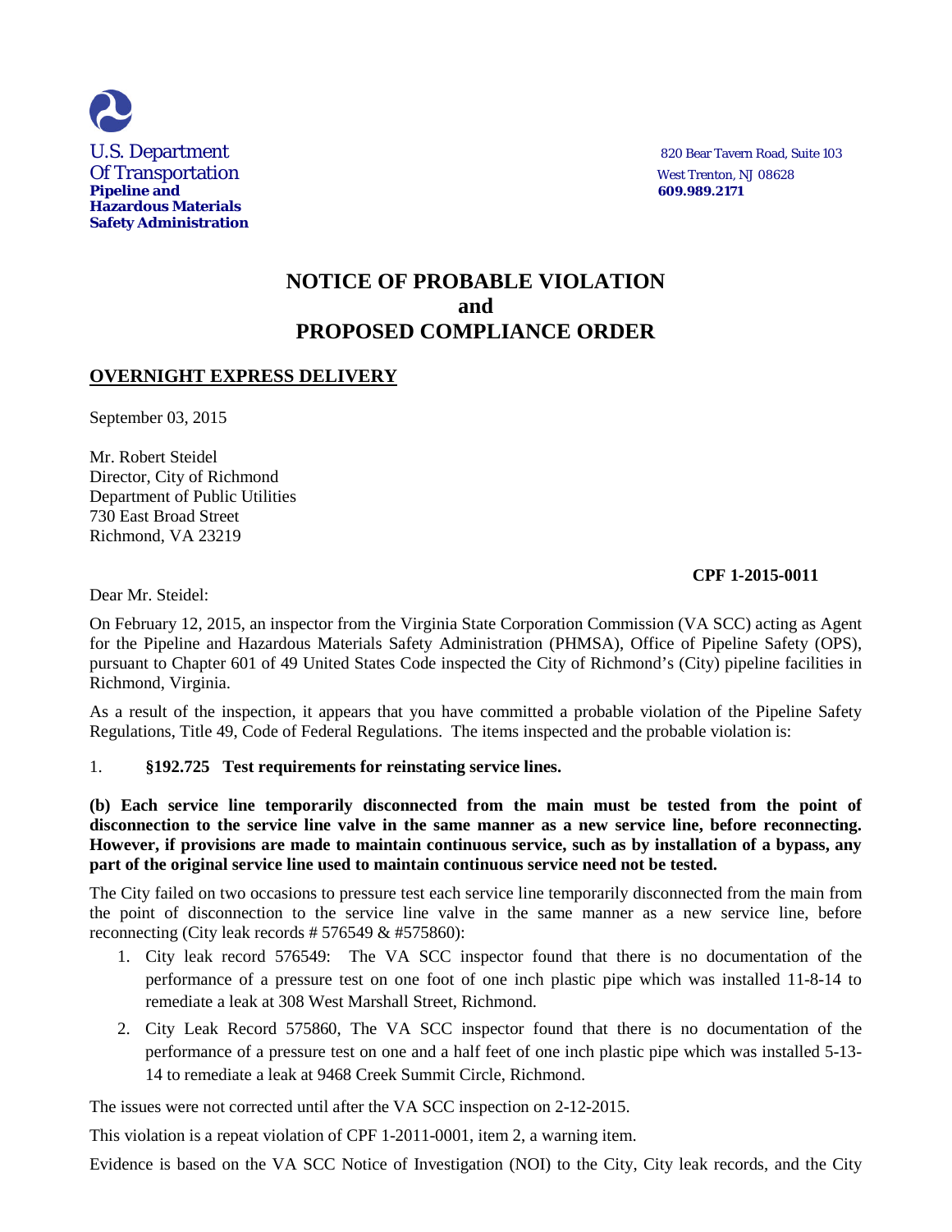U.S. Department
Of Transportation
**Pipeline and Hazardous Materials Safety Administration**

820 Bear Tavern Road, Suite 103
West Trenton, NJ 08628
**609.989.2171**

# NOTICE OF PROBABLE VIOLATION and PROPOSED COMPLIANCE ORDER

**OVERNIGHT EXPRESS DELIVERY**

September 03, 2015

Mr. Robert Steidel
Director, City of Richmond
Department of Public Utilities
730 East Broad Street
Richmond, VA 23219

**CPF 1-2015-0011**

Dear Mr. Steidel:

On February 12, 2015, an inspector from the Virginia State Corporation Commission (VA SCC) acting as Agent for the Pipeline and Hazardous Materials Safety Administration (PHMSA), Office of Pipeline Safety (OPS), pursuant to Chapter 601 of 49 United States Code inspected the City of Richmond's (City) pipeline facilities in Richmond, Virginia.

As a result of the inspection, it appears that you have committed a probable violation of the Pipeline Safety Regulations, Title 49, Code of Federal Regulations. The items inspected and the probable violation is:

1. **§192.725 Test requirements for reinstating service lines.**

**(b) Each service line temporarily disconnected from the main must be tested from the point of disconnection to the service line valve in the same manner as a new service line, before reconnecting. However, if provisions are made to maintain continuous service, such as by installation of a bypass, any part of the original service line used to maintain continuous service need not be tested.**

The City failed on two occasions to pressure test each service line temporarily disconnected from the main from the point of disconnection to the service line valve in the same manner as a new service line, before reconnecting (City leak records # 576549 & #575860):

1. City leak record 576549: The VA SCC inspector found that there is no documentation of the performance of a pressure test on one foot of one inch plastic pipe which was installed 11-8-14 to remediate a leak at 308 West Marshall Street, Richmond.
2. City Leak Record 575860, The VA SCC inspector found that there is no documentation of the performance of a pressure test on one and a half feet of one inch plastic pipe which was installed 5-13-14 to remediate a leak at 9468 Creek Summit Circle, Richmond.

The issues were not corrected until after the VA SCC inspection on 2-12-2015.

This violation is a repeat violation of CPF 1-2011-0001, item 2, a warning item.

Evidence is based on the VA SCC Notice of Investigation (NOI) to the City, City leak records, and the City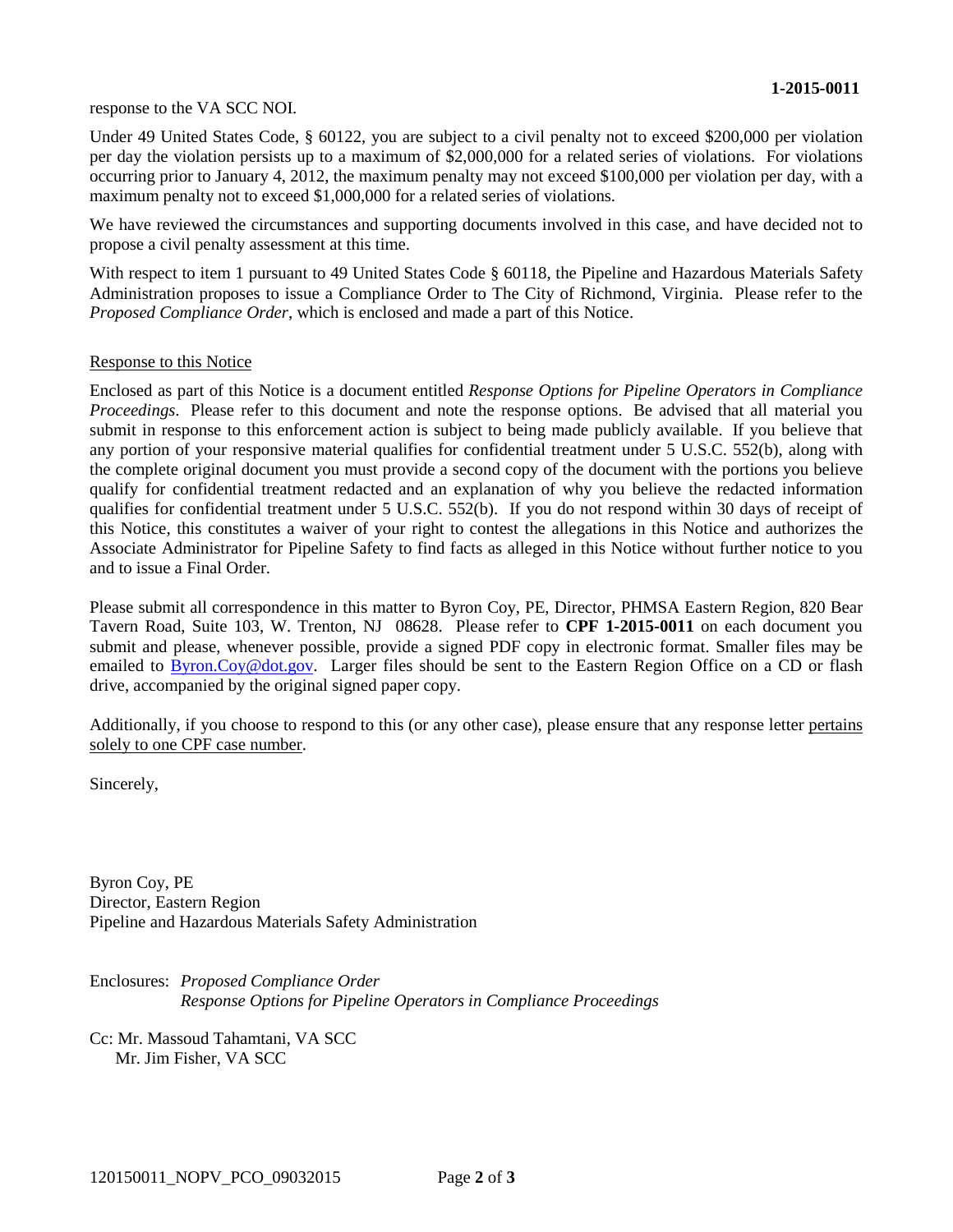response to the VA SCC NOI.

Under 49 United States Code, § 60122, you are subject to a civil penalty not to exceed $200,000 per violation per day the violation persists up to a maximum of $2,000,000 for a related series of violations. For violations occurring prior to January 4, 2012, the maximum penalty may not exceed $100,000 per violation per day, with a maximum penalty not to exceed $1,000,000 for a related series of violations.

We have reviewed the circumstances and supporting documents involved in this case, and have decided not to propose a civil penalty assessment at this time.

With respect to item 1 pursuant to 49 United States Code § 60118, the Pipeline and Hazardous Materials Safety Administration proposes to issue a Compliance Order to The City of Richmond, Virginia. Please refer to the *Proposed Compliance Order*, which is enclosed and made a part of this Notice.

Response to this Notice

Enclosed as part of this Notice is a document entitled *Response Options for Pipeline Operators in Compliance Proceedings*. Please refer to this document and note the response options. Be advised that all material you submit in response to this enforcement action is subject to being made publicly available. If you believe that any portion of your responsive material qualifies for confidential treatment under 5 U.S.C. 552(b), along with the complete original document you must provide a second copy of the document with the portions you believe qualify for confidential treatment redacted and an explanation of why you believe the redacted information qualifies for confidential treatment under 5 U.S.C. 552(b). If you do not respond within 30 days of receipt of this Notice, this constitutes a waiver of your right to contest the allegations in this Notice and authorizes the Associate Administrator for Pipeline Safety to find facts as alleged in this Notice without further notice to you and to issue a Final Order.

Please submit all correspondence in this matter to Byron Coy, PE, Director, PHMSA Eastern Region, 820 Bear Tavern Road, Suite 103, W. Trenton, NJ 08628. Please refer to **CPF 1-2015-0011** on each document you submit and please, whenever possible, provide a signed PDF copy in electronic format. Smaller files may be emailed to Byron.Coy@dot.gov. Larger files should be sent to the Eastern Region Office on a CD or flash drive, accompanied by the original signed paper copy.

Additionally, if you choose to respond to this (or any other case), please ensure that any response letter pertains solely to one CPF case number.

Sincerely,

Byron Coy, PE
Director, Eastern Region
Pipeline and Hazardous Materials Safety Administration

Enclosures: *Proposed Compliance Order*
*Response Options for Pipeline Operators in Compliance Proceedings*

Cc: Mr. Massoud Tahamtani, VA SCC
Mr. Jim Fisher, VA SCC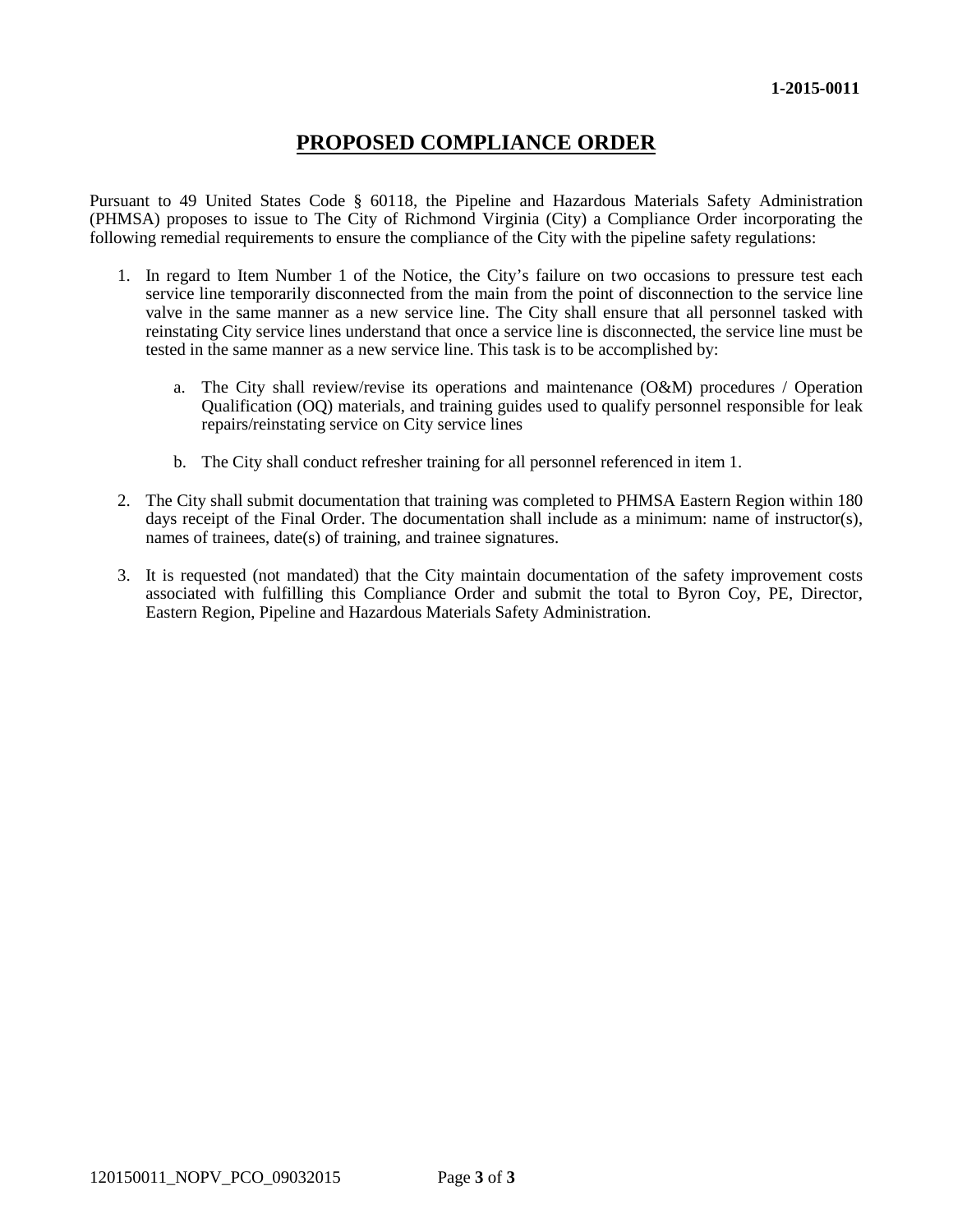**1-2015-0011**

# PROPOSED COMPLIANCE ORDER

Pursuant to 49 United States Code § 60118, the Pipeline and Hazardous Materials Safety Administration (PHMSA) proposes to issue to The City of Richmond Virginia (City) a Compliance Order incorporating the following remedial requirements to ensure the compliance of the City with the pipeline safety regulations:

1. In regard to Item Number 1 of the Notice, the City's failure on two occasions to pressure test each service line temporarily disconnected from the main from the point of disconnection to the service line valve in the same manner as a new service line. The City shall ensure that all personnel tasked with reinstating City service lines understand that once a service line is disconnected, the service line must be tested in the same manner as a new service line. This task is to be accomplished by:

   a. The City shall review/revise its operations and maintenance (O&M) procedures / Operation Qualification (OQ) materials, and training guides used to qualify personnel responsible for leak repairs/reinstating service on City service lines

   b. The City shall conduct refresher training for all personnel referenced in item 1.

2. The City shall submit documentation that training was completed to PHMSA Eastern Region within 180 days receipt of the Final Order. The documentation shall include as a minimum: name of instructor(s), names of trainees, date(s) of training, and trainee signatures.

3. It is requested (not mandated) that the City maintain documentation of the safety improvement costs associated with fulfilling this Compliance Order and submit the total to Byron Coy, PE, Director, Eastern Region, Pipeline and Hazardous Materials Safety Administration.